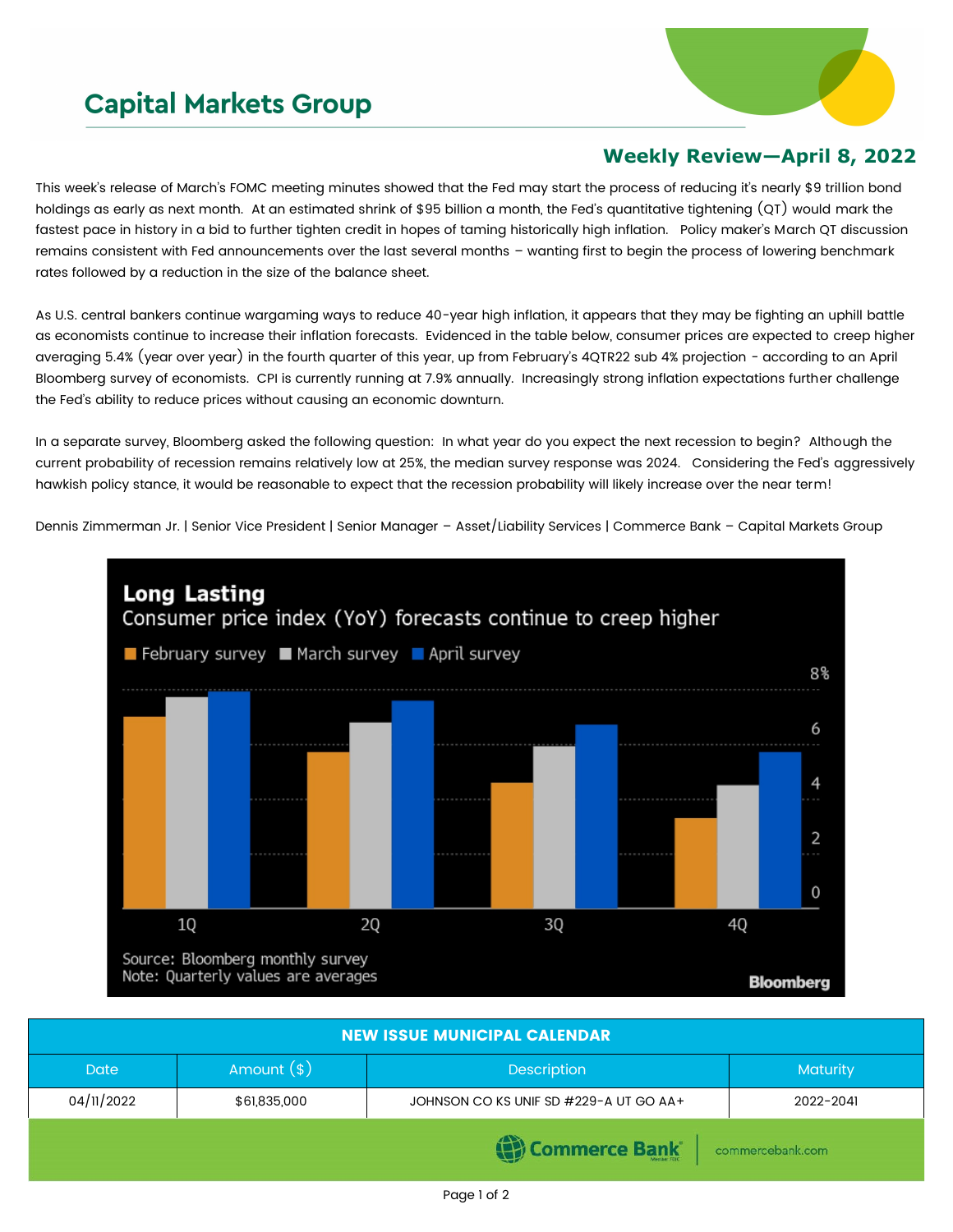# Capital Markets Group

## Weekly Review—April 8, 2022

This week's release of March's FOMC meeting minutes showed that the Fed may start the process of reducing it's nearly $9 trillion bond holdings as early as next month. At an estimated shrink of $95 billion a month, the Fed's quantitative tightening (QT) would mark the fastest pace in history in a bid to further tighten credit in hopes of taming historically high inflation. Policy maker's March QT discussion remains consistent with Fed announcements over the last several months – wanting first to begin the process of lowering benchmark rates followed by a reduction in the size of the balance sheet.

As U.S. central bankers continue wargaming ways to reduce 40-year high inflation, it appears that they may be fighting an uphill battle as economists continue to increase their inflation forecasts. Evidenced in the table below, consumer prices are expected to creep higher averaging 5.4% (year over year) in the fourth quarter of this year, up from February's 4QTR22 sub 4% projection - according to an April Bloomberg survey of economists. CPI is currently running at 7.9% annually. Increasingly strong inflation expectations further challenge the Fed's ability to reduce prices without causing an economic downturn.

In a separate survey, Bloomberg asked the following question: In what year do you expect the next recession to begin? Although the current probability of recession remains relatively low at 25%, the median survey response was 2024. Considering the Fed's aggressively hawkish policy stance, it would be reasonable to expect that the recession probability will likely increase over the near term!

Dennis Zimmerman Jr. | Senior Vice President | Senior Manager – Asset/Liability Services | Commerce Bank – Capital Markets Group

**Long Lasting**
Consumer price index (YoY) forecasts continue to creep higher

February survey | March survey | April survey

Source: Bloomberg monthly survey
Note: Quarterly values are averages

| NEW ISSUE MUNICIPAL CALENDAR | | | |
|---|---|---|---|
| Date | Amount ($) | Description | Maturity |
| 04/11/2022 | $61,835,000 | JOHNSON CO KS UNIF SD #229-A UT GO AA+ | 2022-2041 |

Commerce Bank | commercebank.com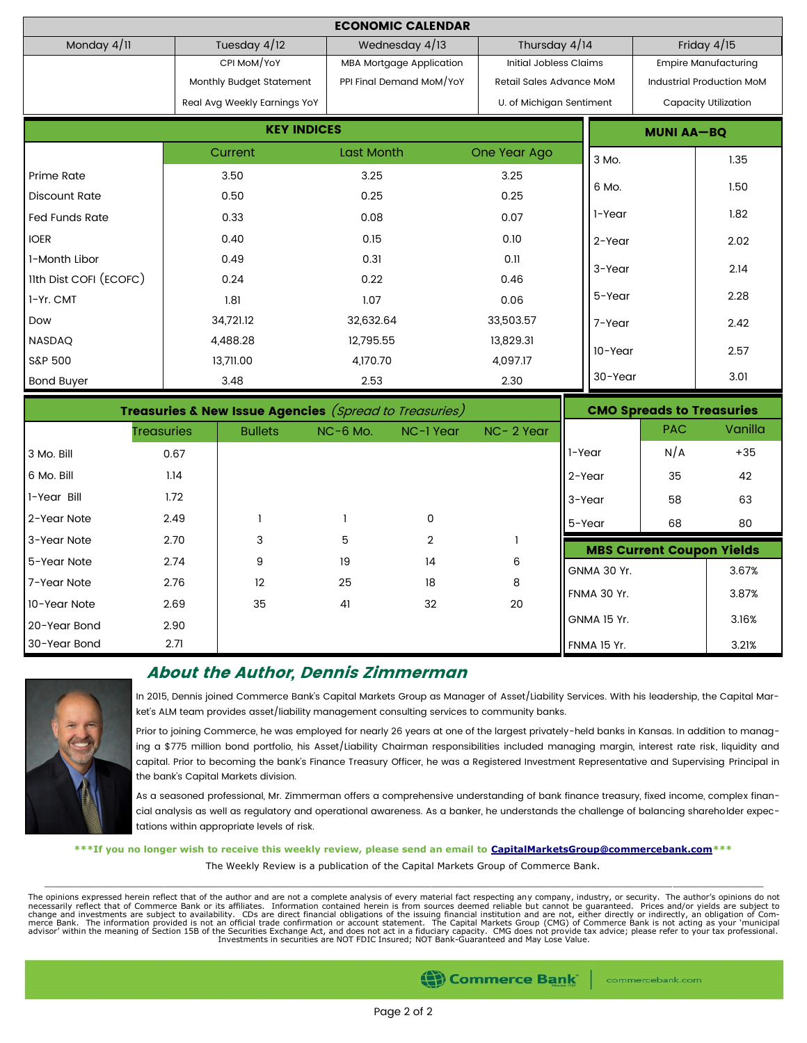## ECONOMIC CALENDAR

| Monday 4/11 | Tuesday 4/12 | Wednesday 4/13 | Thursday 4/14 | Friday 4/15 |
|---|---|---|---|---|
| | CPI MoM/YoY | MBA Mortgage Application | Initial Jobless Claims | Empire Manufacturing |
| | Monthly Budget Statement | PPI Final Demand MoM/YoY | Retail Sales Advance MoM | Industrial Production MoM |
| | Real Avg Weekly Earnings YoY | | U. of Michigan Sentiment | Capacity Utilization |

## KEY INDICES

| | Current | Last Month | One Year Ago |
|---|---|---|---|
| Prime Rate | 3.50 | 3.25 | 3.25 |
| Discount Rate | 0.50 | 0.25 | 0.25 |
| Fed Funds Rate | 0.33 | 0.08 | 0.07 |
| IOER | 0.40 | 0.15 | 0.10 |
| 1-Month Libor | 0.49 | 0.31 | 0.11 |
| 11th Dist COFI (ECOFC) | 0.24 | 0.22 | 0.46 |
| 1-Yr. CMT | 1.81 | 1.07 | 0.06 |
| Dow | 34,721.12 | 32,632.64 | 33,503.57 |
| NASDAQ | 4,488.28 | 12,795.55 | 13,829.31 |
| S&P 500 | 13,711.00 | 4,170.70 | 4,097.17 |
| Bond Buyer | 3.48 | 2.53 | 2.30 |

## MUNI AA—BQ

| | |
|---|---|
| 3 Mo. | 1.35 |
| 6 Mo. | 1.50 |
| 1-Year | 1.82 |
| 2-Year | 2.02 |
| 3-Year | 2.14 |
| 5-Year | 2.28 |
| 7-Year | 2.42 |
| 10-Year | 2.57 |
| 30-Year | 3.01 |

## Treasuries & New Issue Agencies *(Spread to Treasuries)*

| | Treasuries | Bullets | NC-6 Mo. | NC-1 Year | NC- 2 Year |
|---|---|---|---|---|---|
| 3 Mo. Bill | 0.67 | | | | |
| 6 Mo. Bill | 1.14 | | | | |
| 1-Year Bill | 1.72 | | | | |
| 2-Year Note | 2.49 | 1 | 1 | 0 | |
| 3-Year Note | 2.70 | 3 | 5 | 2 | 1 |
| 5-Year Note | 2.74 | 9 | 19 | 14 | 6 |
| 7-Year Note | 2.76 | 12 | 25 | 18 | 8 |
| 10-Year Note | 2.69 | 35 | 41 | 32 | 20 |
| 20-Year Bond | 2.90 | | | | |
| 30-Year Bond | 2.71 | | | | |

## CMO Spreads to Treasuries

| | PAC | Vanilla |
|---|---|---|
| 1-Year | N/A | +35 |
| 2-Year | 35 | 42 |
| 3-Year | 58 | 63 |
| 5-Year | 68 | 80 |

## MBS Current Coupon Yields

| | |
|---|---|
| GNMA 30 Yr. | 3.67% |
| FNMA 30 Yr. | 3.87% |
| GNMA 15 Yr. | 3.16% |
| FNMA 15 Yr. | 3.21% |

## *About the Author, Dennis Zimmerman*

In 2015, Dennis joined Commerce Bank's Capital Markets Group as Manager of Asset/Liability Services. With his leadership, the Capital Market's ALM team provides asset/liability management consulting services to community banks.

Prior to joining Commerce, he was employed for nearly 26 years at one of the largest privately-held banks in Kansas. In addition to managing a $775 million bond portfolio, his Asset/Liability Chairman responsibilities included managing margin, interest rate risk, liquidity and capital. Prior to becoming the bank's Finance Treasury Officer, he was a Registered Investment Representative and Supervising Principal in the bank's Capital Markets division.

As a seasoned professional, Mr. Zimmerman offers a comprehensive understanding of bank finance treasury, fixed income, complex financial analysis as well as regulatory and operational awareness. As a banker, he understands the challenge of balancing shareholder expectations within appropriate levels of risk.

**\*\*\*If you no longer wish to receive this weekly review, please send an email to CapitalMarketsGroup@commercebank.com\*\*\***

The Weekly Review is a publication of the Capital Markets Group of Commerce Bank.

The opinions expressed herein reflect that of the author and are not a complete analysis of every material fact respecting any company, industry, or security. The author's opinions do not necessarily reflect that of Commerce Bank or its affiliates. Information contained herein is from sources deemed reliable but cannot be guaranteed. Prices and/or yields are subject to change and investments are subject to availability. CDs are direct financial obligations of the issuing financial institution and are not, either directly or indirectly, an obligation of Commerce Bank. The information provided is not an official trade confirmation or account statement. The Capital Markets Group (CMG) of Commerce Bank is not acting as your 'municipal advisor' within the meaning of Section 15B of the Securities Exchange Act, and does not act in a fiduciary capacity. CMG does not provide tax advice; please refer to your tax professional. Investments in securities are NOT FDIC Insured; NOT Bank-Guaranteed and May Lose Value.

Commerce Bank | commercebank.com